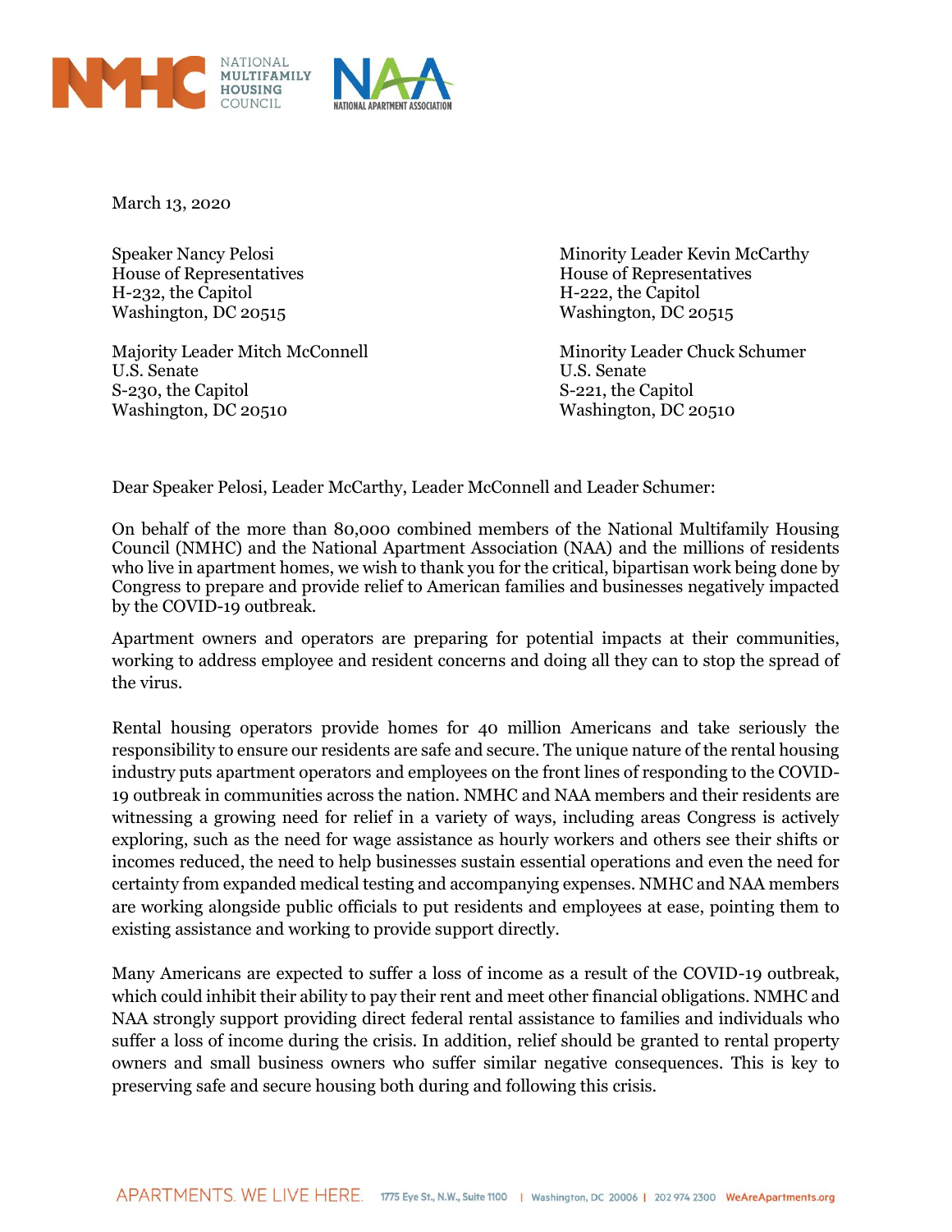NATIONAL MULTIFAMILY HOUSING COUNCIL | NATIONAL APARTMENT ASSOCIATION

March 13, 2020

Speaker Nancy Pelosi
House of Representatives
H-232, the Capitol
Washington, DC 20515

Minority Leader Kevin McCarthy
House of Representatives
H-222, the Capitol
Washington, DC 20515

Majority Leader Mitch McConnell
U.S. Senate
S-230, the Capitol
Washington, DC 20510

Minority Leader Chuck Schumer
U.S. Senate
S-221, the Capitol
Washington, DC 20510

Dear Speaker Pelosi, Leader McCarthy, Leader McConnell and Leader Schumer:

On behalf of the more than 80,000 combined members of the National Multifamily Housing Council (NMHC) and the National Apartment Association (NAA) and the millions of residents who live in apartment homes, we wish to thank you for the critical, bipartisan work being done by Congress to prepare and provide relief to American families and businesses negatively impacted by the COVID-19 outbreak.

Apartment owners and operators are preparing for potential impacts at their communities, working to address employee and resident concerns and doing all they can to stop the spread of the virus.

Rental housing operators provide homes for 40 million Americans and take seriously the responsibility to ensure our residents are safe and secure. The unique nature of the rental housing industry puts apartment operators and employees on the front lines of responding to the COVID-19 outbreak in communities across the nation. NMHC and NAA members and their residents are witnessing a growing need for relief in a variety of ways, including areas Congress is actively exploring, such as the need for wage assistance as hourly workers and others see their shifts or incomes reduced, the need to help businesses sustain essential operations and even the need for certainty from expanded medical testing and accompanying expenses. NMHC and NAA members are working alongside public officials to put residents and employees at ease, pointing them to existing assistance and working to provide support directly.

Many Americans are expected to suffer a loss of income as a result of the COVID-19 outbreak, which could inhibit their ability to pay their rent and meet other financial obligations. NMHC and NAA strongly support providing direct federal rental assistance to families and individuals who suffer a loss of income during the crisis. In addition, relief should be granted to rental property owners and small business owners who suffer similar negative consequences. This is key to preserving safe and secure housing both during and following this crisis.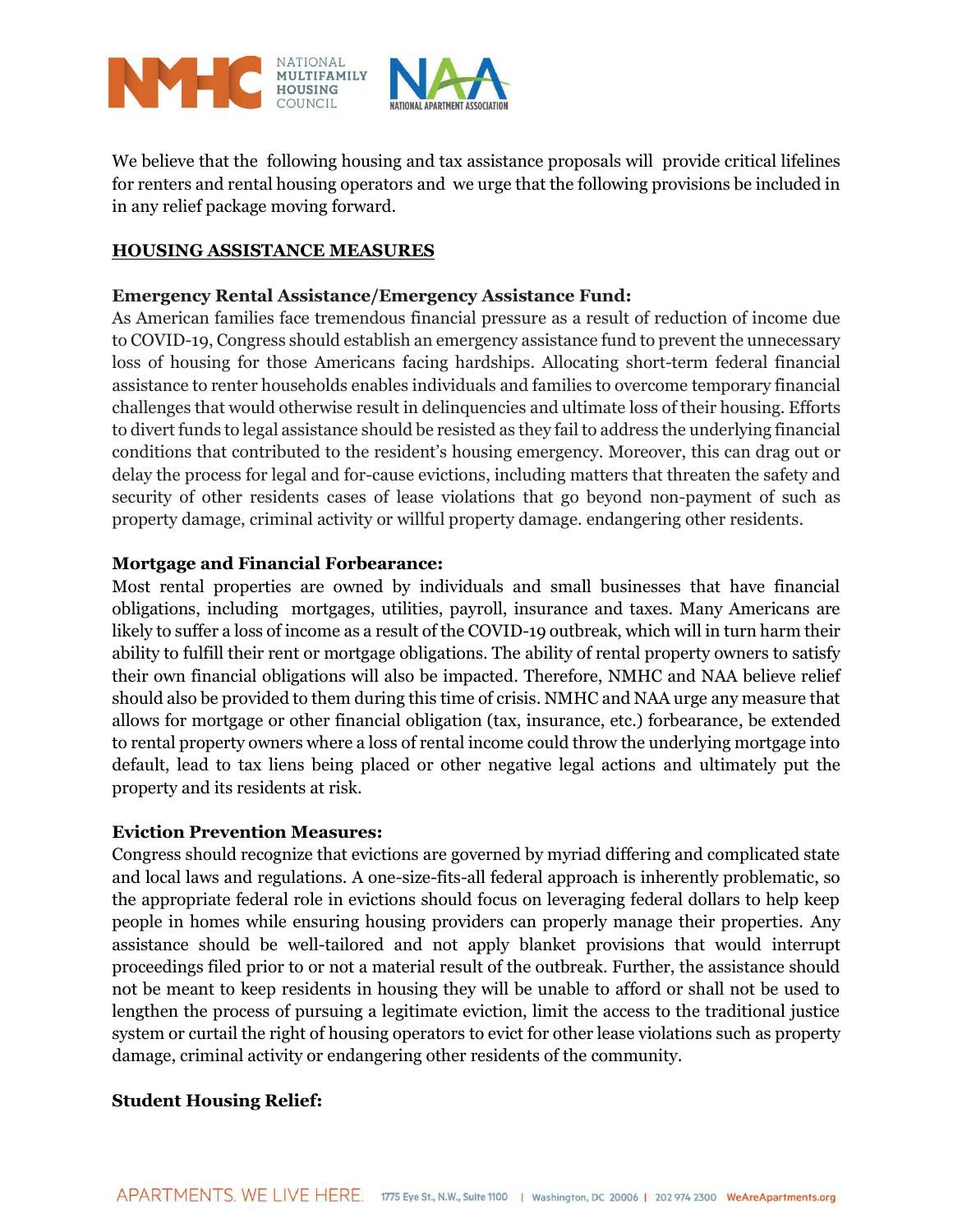We believe that the following housing and tax assistance proposals will provide critical lifelines for renters and rental housing operators and we urge that the following provisions be included in in any relief package moving forward.

## HOUSING ASSISTANCE MEASURES

**Emergency Rental Assistance/Emergency Assistance Fund:**
As American families face tremendous financial pressure as a result of reduction of income due to COVID-19, Congress should establish an emergency assistance fund to prevent the unnecessary loss of housing for those Americans facing hardships. Allocating short-term federal financial assistance to renter households enables individuals and families to overcome temporary financial challenges that would otherwise result in delinquencies and ultimate loss of their housing. Efforts to divert funds to legal assistance should be resisted as they fail to address the underlying financial conditions that contributed to the resident's housing emergency. Moreover, this can drag out or delay the process for legal and for-cause evictions, including matters that threaten the safety and security of other residents cases of lease violations that go beyond non-payment of such as property damage, criminal activity or willful property damage. endangering other residents.

**Mortgage and Financial Forbearance:**
Most rental properties are owned by individuals and small businesses that have financial obligations, including mortgages, utilities, payroll, insurance and taxes. Many Americans are likely to suffer a loss of income as a result of the COVID-19 outbreak, which will in turn harm their ability to fulfill their rent or mortgage obligations. The ability of rental property owners to satisfy their own financial obligations will also be impacted. Therefore, NMHC and NAA believe relief should also be provided to them during this time of crisis. NMHC and NAA urge any measure that allows for mortgage or other financial obligation (tax, insurance, etc.) forbearance, be extended to rental property owners where a loss of rental income could throw the underlying mortgage into default, lead to tax liens being placed or other negative legal actions and ultimately put the property and its residents at risk.

**Eviction Prevention Measures:**
Congress should recognize that evictions are governed by myriad differing and complicated state and local laws and regulations. A one-size-fits-all federal approach is inherently problematic, so the appropriate federal role in evictions should focus on leveraging federal dollars to help keep people in homes while ensuring housing providers can properly manage their properties. Any assistance should be well-tailored and not apply blanket provisions that would interrupt proceedings filed prior to or not a material result of the outbreak. Further, the assistance should not be meant to keep residents in housing they will be unable to afford or shall not be used to lengthen the process of pursuing a legitimate eviction, limit the access to the traditional justice system or curtail the right of housing operators to evict for other lease violations such as property damage, criminal activity or endangering other residents of the community.

**Student Housing Relief:**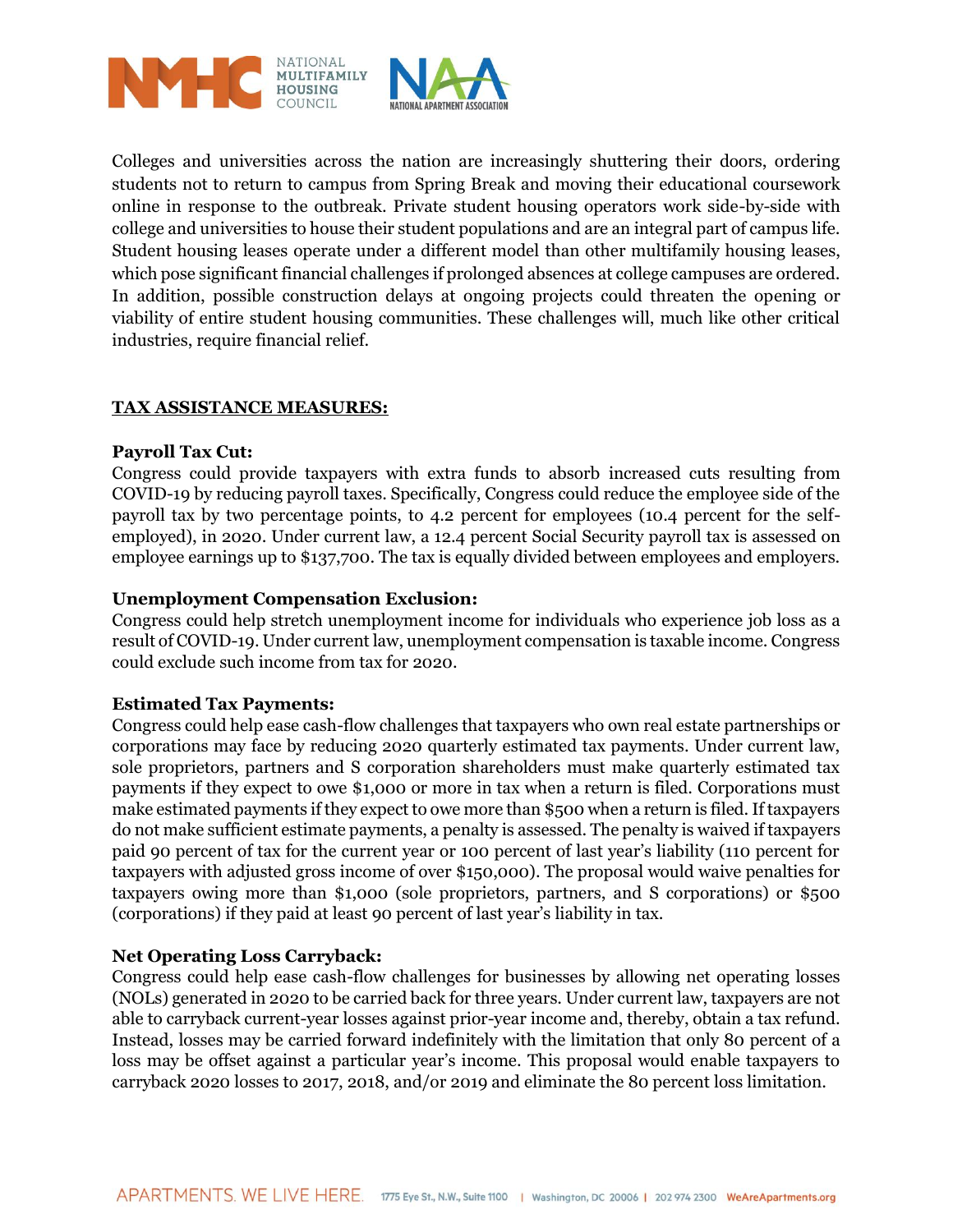Colleges and universities across the nation are increasingly shuttering their doors, ordering students not to return to campus from Spring Break and moving their educational coursework online in response to the outbreak. Private student housing operators work side-by-side with college and universities to house their student populations and are an integral part of campus life. Student housing leases operate under a different model than other multifamily housing leases, which pose significant financial challenges if prolonged absences at college campuses are ordered. In addition, possible construction delays at ongoing projects could threaten the opening or viability of entire student housing communities. These challenges will, much like other critical industries, require financial relief.

## TAX ASSISTANCE MEASURES:

**Payroll Tax Cut:**
Congress could provide taxpayers with extra funds to absorb increased cuts resulting from COVID-19 by reducing payroll taxes. Specifically, Congress could reduce the employee side of the payroll tax by two percentage points, to 4.2 percent for employees (10.4 percent for the self-employed), in 2020. Under current law, a 12.4 percent Social Security payroll tax is assessed on employee earnings up to $137,700. The tax is equally divided between employees and employers.

**Unemployment Compensation Exclusion:**
Congress could help stretch unemployment income for individuals who experience job loss as a result of COVID-19. Under current law, unemployment compensation is taxable income. Congress could exclude such income from tax for 2020.

**Estimated Tax Payments:**
Congress could help ease cash-flow challenges that taxpayers who own real estate partnerships or corporations may face by reducing 2020 quarterly estimated tax payments. Under current law, sole proprietors, partners and S corporation shareholders must make quarterly estimated tax payments if they expect to owe $1,000 or more in tax when a return is filed. Corporations must make estimated payments if they expect to owe more than $500 when a return is filed. If taxpayers do not make sufficient estimate payments, a penalty is assessed. The penalty is waived if taxpayers paid 90 percent of tax for the current year or 100 percent of last year's liability (110 percent for taxpayers with adjusted gross income of over $150,000). The proposal would waive penalties for taxpayers owing more than $1,000 (sole proprietors, partners, and S corporations) or $500 (corporations) if they paid at least 90 percent of last year's liability in tax.

**Net Operating Loss Carryback:**
Congress could help ease cash-flow challenges for businesses by allowing net operating losses (NOLs) generated in 2020 to be carried back for three years. Under current law, taxpayers are not able to carryback current-year losses against prior-year income and, thereby, obtain a tax refund. Instead, losses may be carried forward indefinitely with the limitation that only 80 percent of a loss may be offset against a particular year's income. This proposal would enable taxpayers to carryback 2020 losses to 2017, 2018, and/or 2019 and eliminate the 80 percent loss limitation.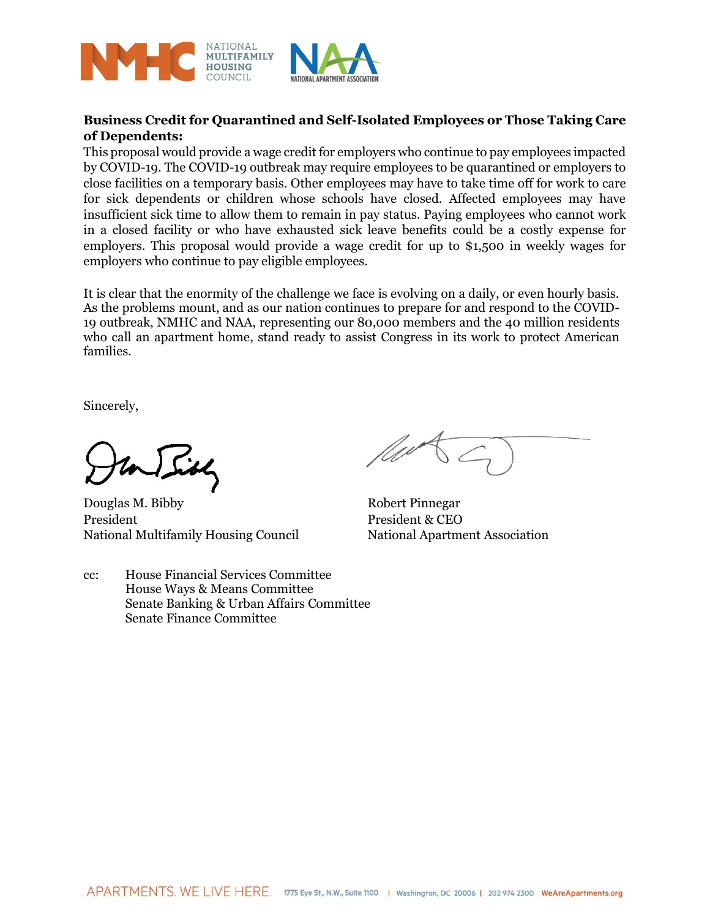**Business Credit for Quarantined and Self-Isolated Employees or Those Taking Care of Dependents:**
This proposal would provide a wage credit for employers who continue to pay employees impacted by COVID-19. The COVID-19 outbreak may require employees to be quarantined or employers to close facilities on a temporary basis. Other employees may have to take time off for work to care for sick dependents or children whose schools have closed. Affected employees may have insufficient sick time to allow them to remain in pay status. Paying employees who cannot work in a closed facility or who have exhausted sick leave benefits could be a costly expense for employers. This proposal would provide a wage credit for up to $1,500 in weekly wages for employers who continue to pay eligible employees.

It is clear that the enormity of the challenge we face is evolving on a daily, or even hourly basis. As the problems mount, and as our nation continues to prepare for and respond to the COVID-19 outbreak, NMHC and NAA, representing our 80,000 members and the 40 million residents who call an apartment home, stand ready to assist Congress in its work to protect American families.

Sincerely,

Douglas M. Bibby
President
National Multifamily Housing Council

Robert Pinnegar
President & CEO
National Apartment Association

cc: House Financial Services Committee
House Ways & Means Committee
Senate Banking & Urban Affairs Committee
Senate Finance Committee